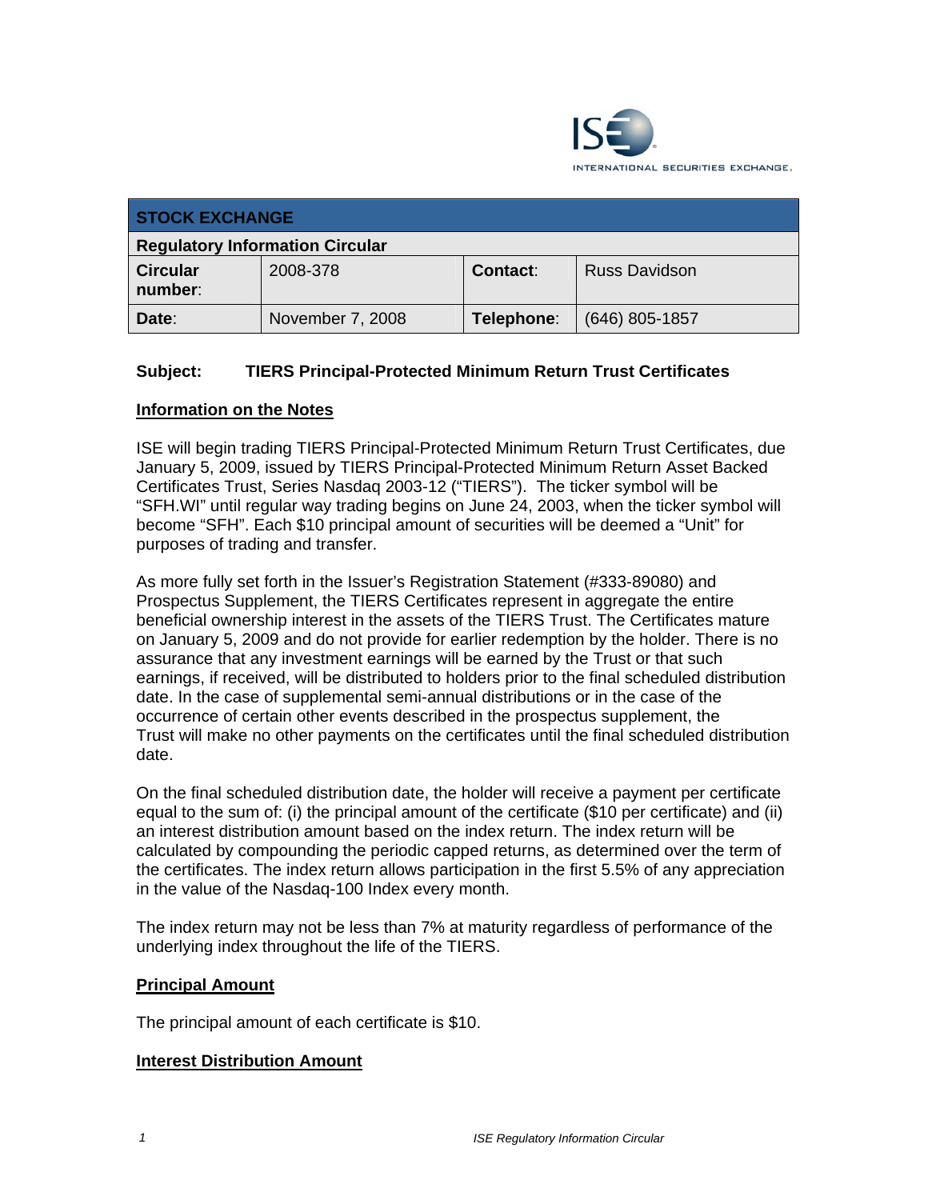| STOCK EXCHANGE | | | |
|---|---|---|---|
| **Regulatory Information Circular** | | | |
| **Circular number:** | 2008-378 | **Contact:** | Russ Davidson |
| **Date:** | November 7, 2008 | **Telephone:** | (646) 805-1857 |

**Subject: TIERS Principal-Protected Minimum Return Trust Certificates**

## Information on the Notes

ISE will begin trading TIERS Principal-Protected Minimum Return Trust Certificates, due January 5, 2009, issued by TIERS Principal-Protected Minimum Return Asset Backed Certificates Trust, Series Nasdaq 2003-12 ("TIERS"). The ticker symbol will be "SFH.WI" until regular way trading begins on June 24, 2003, when the ticker symbol will become "SFH". Each $10 principal amount of securities will be deemed a "Unit" for purposes of trading and transfer.

As more fully set forth in the Issuer's Registration Statement (#333-89080) and Prospectus Supplement, the TIERS Certificates represent in aggregate the entire beneficial ownership interest in the assets of the TIERS Trust. The Certificates mature on January 5, 2009 and do not provide for earlier redemption by the holder. There is no assurance that any investment earnings will be earned by the Trust or that such earnings, if received, will be distributed to holders prior to the final scheduled distribution date. In the case of supplemental semi-annual distributions or in the case of the occurrence of certain other events described in the prospectus supplement, the Trust will make no other payments on the certificates until the final scheduled distribution date.

On the final scheduled distribution date, the holder will receive a payment per certificate equal to the sum of: (i) the principal amount of the certificate ($10 per certificate) and (ii) an interest distribution amount based on the index return. The index return will be calculated by compounding the periodic capped returns, as determined over the term of the certificates. The index return allows participation in the first 5.5% of any appreciation in the value of the Nasdaq-100 Index every month.

The index return may not be less than 7% at maturity regardless of performance of the underlying index throughout the life of the TIERS.

## Principal Amount

The principal amount of each certificate is $10.

## Interest Distribution Amount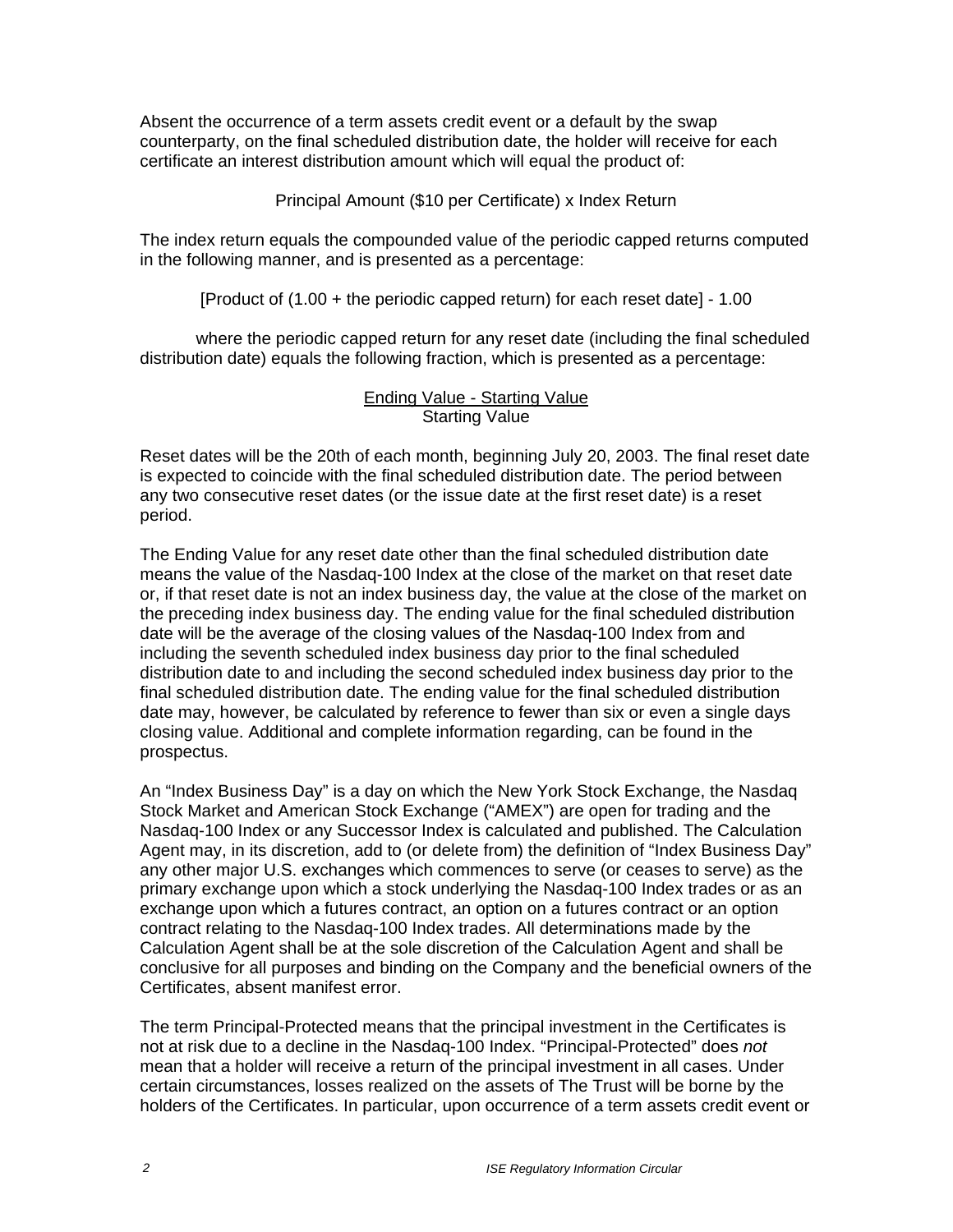Absent the occurrence of a term assets credit event or a default by the swap counterparty, on the final scheduled distribution date, the holder will receive for each certificate an interest distribution amount which will equal the product of:

Principal Amount ($10 per Certificate) x Index Return

The index return equals the compounded value of the periodic capped returns computed in the following manner, and is presented as a percentage:

[Product of (1.00 + the periodic capped return) for each reset date] - 1.00

where the periodic capped return for any reset date (including the final scheduled distribution date) equals the following fraction, which is presented as a percentage:

$$\frac{\text{Ending Value} - \text{Starting Value}}{\text{Starting Value}}$$

Reset dates will be the 20th of each month, beginning July 20, 2003. The final reset date is expected to coincide with the final scheduled distribution date. The period between any two consecutive reset dates (or the issue date at the first reset date) is a reset period.

The Ending Value for any reset date other than the final scheduled distribution date means the value of the Nasdaq-100 Index at the close of the market on that reset date or, if that reset date is not an index business day, the value at the close of the market on the preceding index business day. The ending value for the final scheduled distribution date will be the average of the closing values of the Nasdaq-100 Index from and including the seventh scheduled index business day prior to the final scheduled distribution date to and including the second scheduled index business day prior to the final scheduled distribution date. The ending value for the final scheduled distribution date may, however, be calculated by reference to fewer than six or even a single days closing value. Additional and complete information regarding, can be found in the prospectus.

An "Index Business Day" is a day on which the New York Stock Exchange, the Nasdaq Stock Market and American Stock Exchange ("AMEX") are open for trading and the Nasdaq-100 Index or any Successor Index is calculated and published. The Calculation Agent may, in its discretion, add to (or delete from) the definition of "Index Business Day" any other major U.S. exchanges which commences to serve (or ceases to serve) as the primary exchange upon which a stock underlying the Nasdaq-100 Index trades or as an exchange upon which a futures contract, an option on a futures contract or an option contract relating to the Nasdaq-100 Index trades. All determinations made by the Calculation Agent shall be at the sole discretion of the Calculation Agent and shall be conclusive for all purposes and binding on the Company and the beneficial owners of the Certificates, absent manifest error.

The term Principal-Protected means that the principal investment in the Certificates is not at risk due to a decline in the Nasdaq-100 Index. "Principal-Protected" does *not* mean that a holder will receive a return of the principal investment in all cases. Under certain circumstances, losses realized on the assets of The Trust will be borne by the holders of the Certificates. In particular, upon occurrence of a term assets credit event or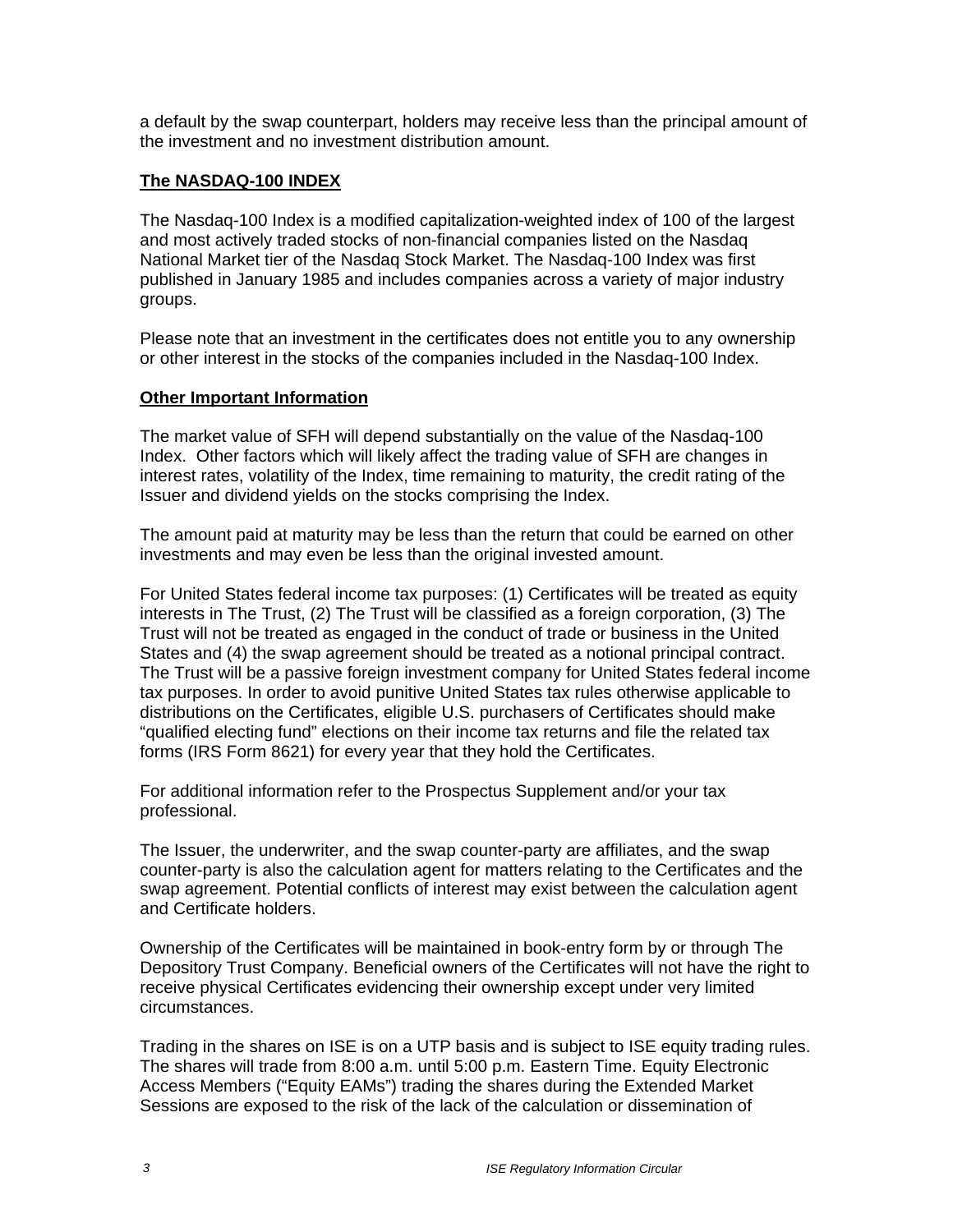a default by the swap counterpart, holders may receive less than the principal amount of the investment and no investment distribution amount.

**The NASDAQ-100 INDEX**

The Nasdaq-100 Index is a modified capitalization-weighted index of 100 of the largest and most actively traded stocks of non-financial companies listed on the Nasdaq National Market tier of the Nasdaq Stock Market. The Nasdaq-100 Index was first published in January 1985 and includes companies across a variety of major industry groups.

Please note that an investment in the certificates does not entitle you to any ownership or other interest in the stocks of the companies included in the Nasdaq-100 Index.

**Other Important Information**

The market value of SFH will depend substantially on the value of the Nasdaq-100 Index. Other factors which will likely affect the trading value of SFH are changes in interest rates, volatility of the Index, time remaining to maturity, the credit rating of the Issuer and dividend yields on the stocks comprising the Index.

The amount paid at maturity may be less than the return that could be earned on other investments and may even be less than the original invested amount.

For United States federal income tax purposes: (1) Certificates will be treated as equity interests in The Trust, (2) The Trust will be classified as a foreign corporation, (3) The Trust will not be treated as engaged in the conduct of trade or business in the United States and (4) the swap agreement should be treated as a notional principal contract. The Trust will be a passive foreign investment company for United States federal income tax purposes. In order to avoid punitive United States tax rules otherwise applicable to distributions on the Certificates, eligible U.S. purchasers of Certificates should make "qualified electing fund" elections on their income tax returns and file the related tax forms (IRS Form 8621) for every year that they hold the Certificates.

For additional information refer to the Prospectus Supplement and/or your tax professional.

The Issuer, the underwriter, and the swap counter-party are affiliates, and the swap counter-party is also the calculation agent for matters relating to the Certificates and the swap agreement. Potential conflicts of interest may exist between the calculation agent and Certificate holders.

Ownership of the Certificates will be maintained in book-entry form by or through The Depository Trust Company. Beneficial owners of the Certificates will not have the right to receive physical Certificates evidencing their ownership except under very limited circumstances.

Trading in the shares on ISE is on a UTP basis and is subject to ISE equity trading rules. The shares will trade from 8:00 a.m. until 5:00 p.m. Eastern Time. Equity Electronic Access Members ("Equity EAMs") trading the shares during the Extended Market Sessions are exposed to the risk of the lack of the calculation or dissemination of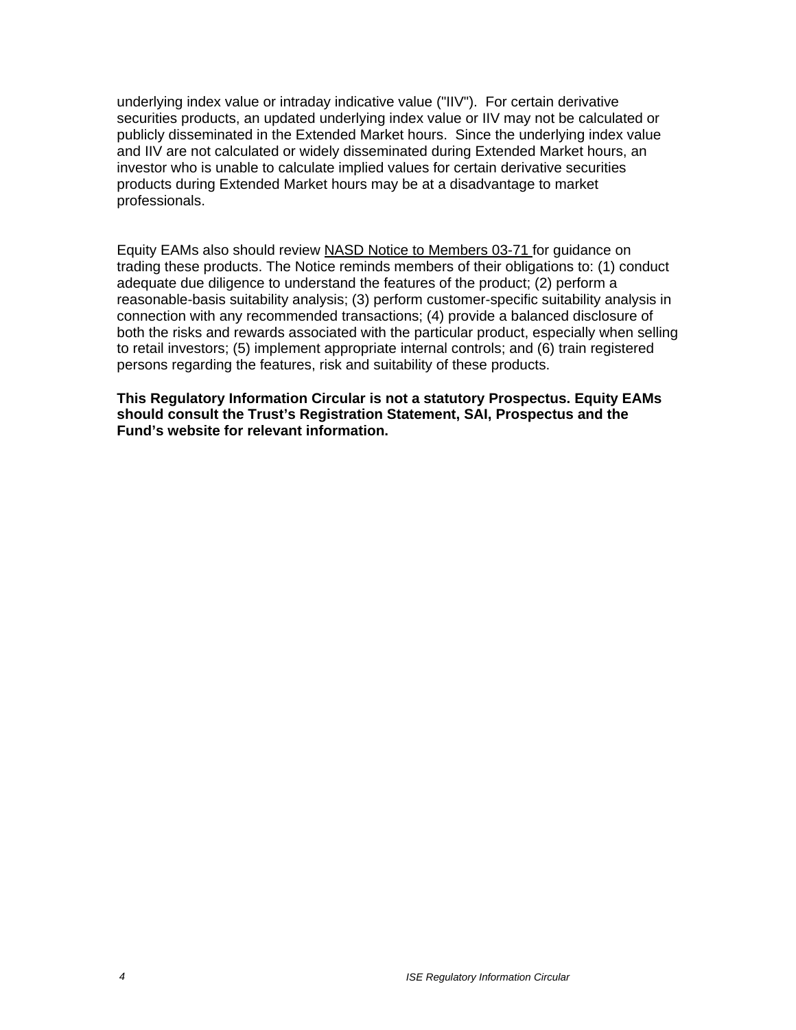underlying index value or intraday indicative value ("IIV"). For certain derivative securities products, an updated underlying index value or IIV may not be calculated or publicly disseminated in the Extended Market hours. Since the underlying index value and IIV are not calculated or widely disseminated during Extended Market hours, an investor who is unable to calculate implied values for certain derivative securities products during Extended Market hours may be at a disadvantage to market professionals.

Equity EAMs also should review NASD Notice to Members 03-71 for guidance on trading these products. The Notice reminds members of their obligations to: (1) conduct adequate due diligence to understand the features of the product; (2) perform a reasonable-basis suitability analysis; (3) perform customer-specific suitability analysis in connection with any recommended transactions; (4) provide a balanced disclosure of both the risks and rewards associated with the particular product, especially when selling to retail investors; (5) implement appropriate internal controls; and (6) train registered persons regarding the features, risk and suitability of these products.

**This Regulatory Information Circular is not a statutory Prospectus. Equity EAMs should consult the Trust's Registration Statement, SAI, Prospectus and the Fund's website for relevant information.**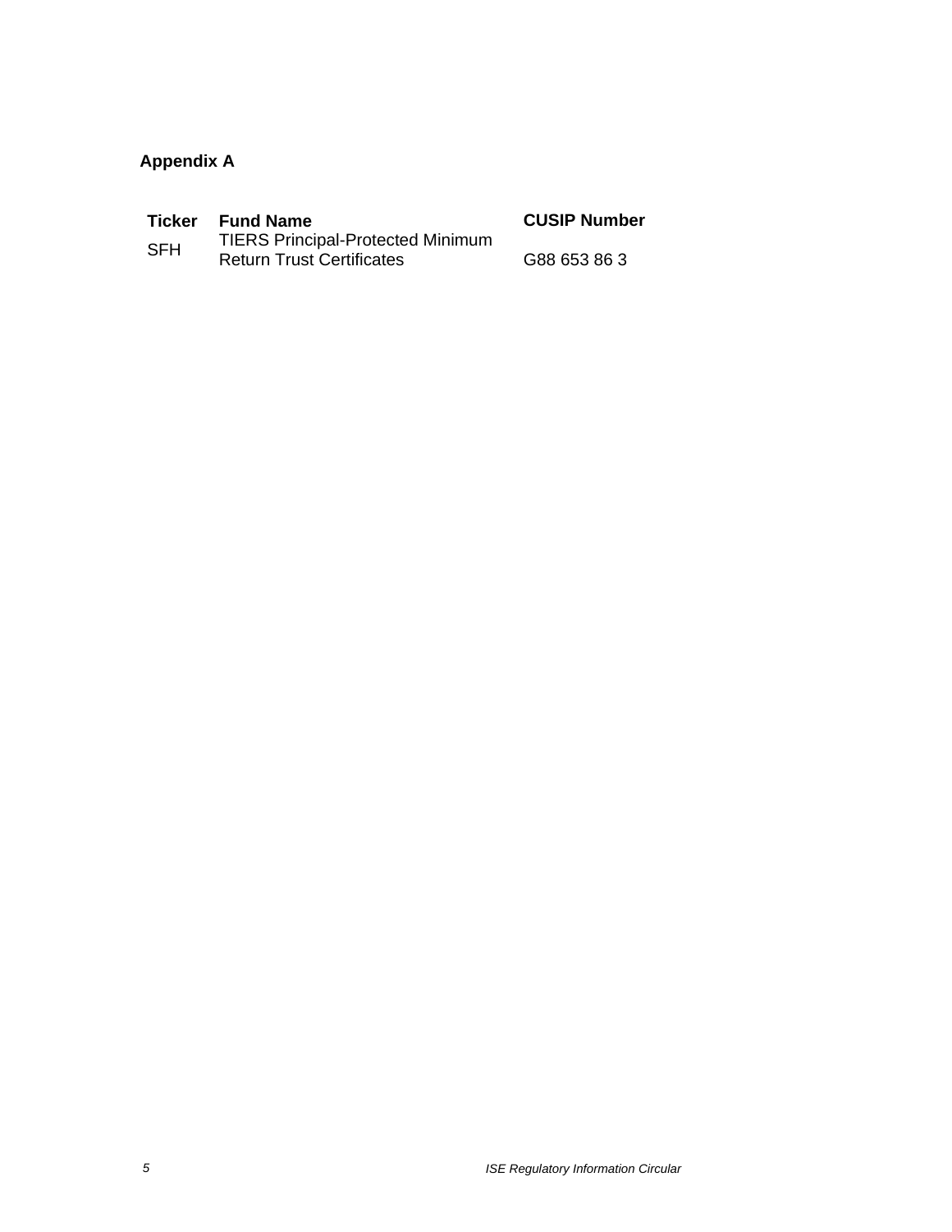**Appendix A**

| Ticker | Fund Name | CUSIP Number |
| --- | --- | --- |
| SFH | TIERS Principal-Protected Minimum Return Trust Certificates | G88 653 86 3 |